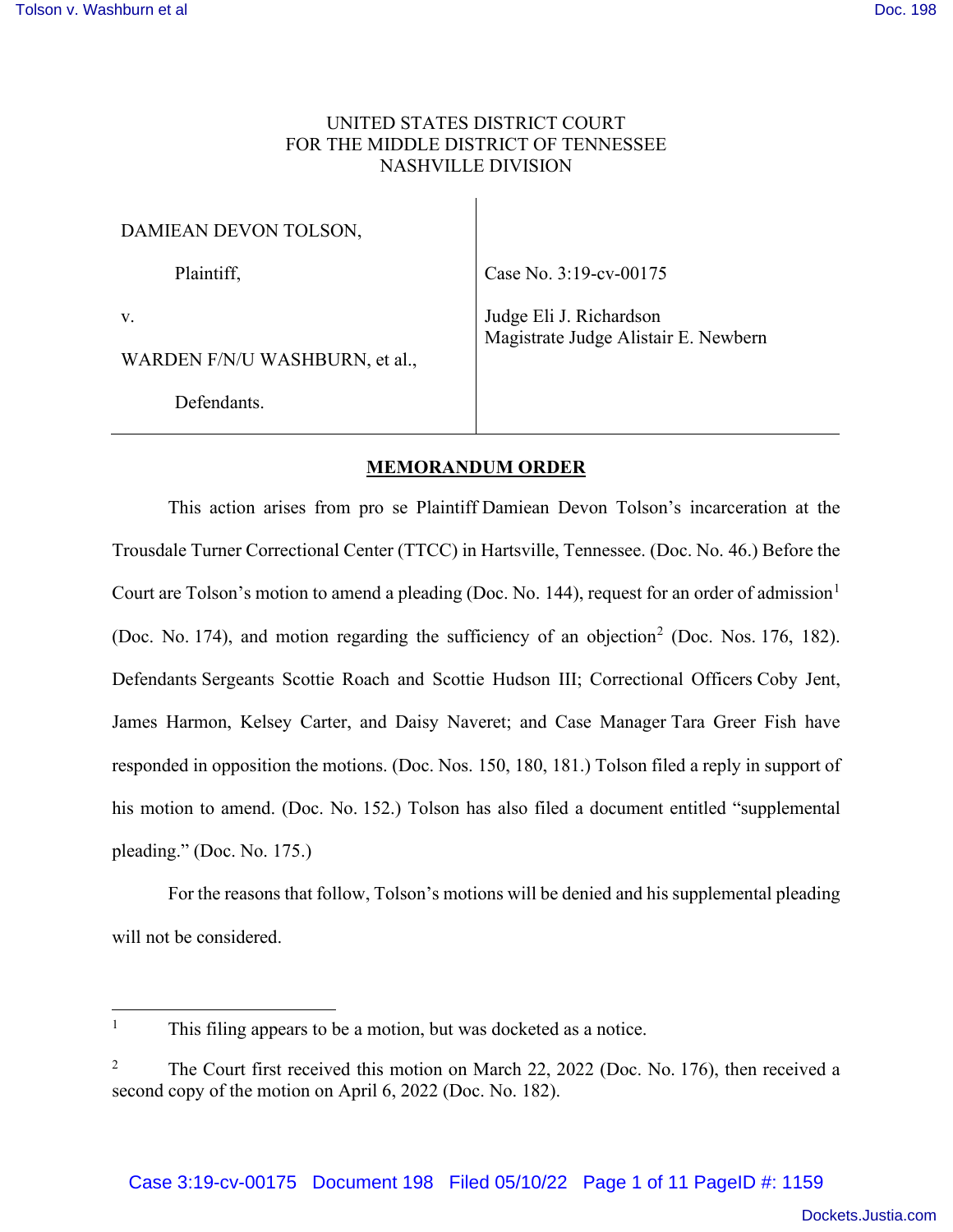UNITED STATES DISTRICT COURT
FOR THE MIDDLE DISTRICT OF TENNESSEE
NASHVILLE DIVISION

| | |
|---|---|
| DAMIEAN DEVON TOLSON, | |
| Plaintiff, | Case No. 3:19-cv-00175 |
| v. | Judge Eli J. Richardson<br>Magistrate Judge Alistair E. Newbern |
| WARDEN F/N/U WASHBURN, et al., | |
| Defendants. | |

## MEMORANDUM ORDER

This action arises from pro se Plaintiff Damiean Devon Tolson's incarceration at the Trousdale Turner Correctional Center (TTCC) in Hartsville, Tennessee. (Doc. No. 46.) Before the Court are Tolson's motion to amend a pleading (Doc. No. 144), request for an order of admission[1] (Doc. No. 174), and motion regarding the sufficiency of an objection[2] (Doc. Nos. 176, 182). Defendants Sergeants Scottie Roach and Scottie Hudson III; Correctional Officers Coby Jent, James Harmon, Kelsey Carter, and Daisy Naveret; and Case Manager Tara Greer Fish have responded in opposition the motions. (Doc. Nos. 150, 180, 181.) Tolson filed a reply in support of his motion to amend. (Doc. No. 152.) Tolson has also filed a document entitled "supplemental pleading." (Doc. No. 175.)

For the reasons that follow, Tolson's motions will be denied and his supplemental pleading will not be considered.

---

[1] This filing appears to be a motion, but was docketed as a notice.

[2] The Court first received this motion on March 22, 2022 (Doc. No. 176), then received a second copy of the motion on April 6, 2022 (Doc. No. 182).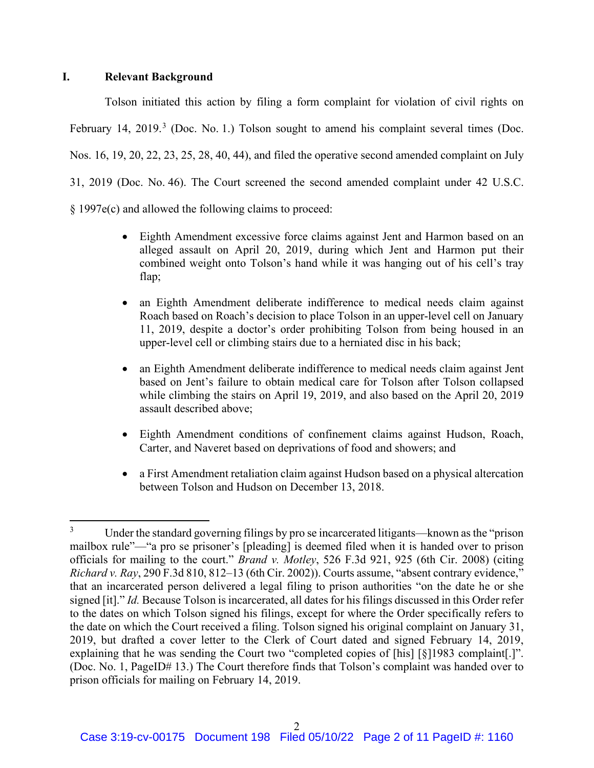## I. Relevant Background

Tolson initiated this action by filing a form complaint for violation of civil rights on February 14, 2019.[3] (Doc. No. 1.) Tolson sought to amend his complaint several times (Doc. Nos. 16, 19, 20, 22, 23, 25, 28, 40, 44), and filed the operative second amended complaint on July 31, 2019 (Doc. No. 46). The Court screened the second amended complaint under 42 U.S.C. § 1997e(c) and allowed the following claims to proceed:

- Eighth Amendment excessive force claims against Jent and Harmon based on an alleged assault on April 20, 2019, during which Jent and Harmon put their combined weight onto Tolson's hand while it was hanging out of his cell's tray flap;
- an Eighth Amendment deliberate indifference to medical needs claim against Roach based on Roach's decision to place Tolson in an upper-level cell on January 11, 2019, despite a doctor's order prohibiting Tolson from being housed in an upper-level cell or climbing stairs due to a herniated disc in his back;
- an Eighth Amendment deliberate indifference to medical needs claim against Jent based on Jent's failure to obtain medical care for Tolson after Tolson collapsed while climbing the stairs on April 19, 2019, and also based on the April 20, 2019 assault described above;
- Eighth Amendment conditions of confinement claims against Hudson, Roach, Carter, and Naveret based on deprivations of food and showers; and
- a First Amendment retaliation claim against Hudson based on a physical altercation between Tolson and Hudson on December 13, 2018.

---

[3] Under the standard governing filings by pro se incarcerated litigants—known as the "prison mailbox rule"—"a pro se prisoner's [pleading] is deemed filed when it is handed over to prison officials for mailing to the court." *Brand v. Motley*, 526 F.3d 921, 925 (6th Cir. 2008) (citing *Richard v. Ray*, 290 F.3d 810, 812–13 (6th Cir. 2002)). Courts assume, "absent contrary evidence," that an incarcerated person delivered a legal filing to prison authorities "on the date he or she signed [it]." *Id.* Because Tolson is incarcerated, all dates for his filings discussed in this Order refer to the dates on which Tolson signed his filings, except for where the Order specifically refers to the date on which the Court received a filing. Tolson signed his original complaint on January 31, 2019, but drafted a cover letter to the Clerk of Court dated and signed February 14, 2019, explaining that he was sending the Court two "completed copies of [his] [§]1983 complaint[.]". (Doc. No. 1, PageID# 13.) The Court therefore finds that Tolson's complaint was handed over to prison officials for mailing on February 14, 2019.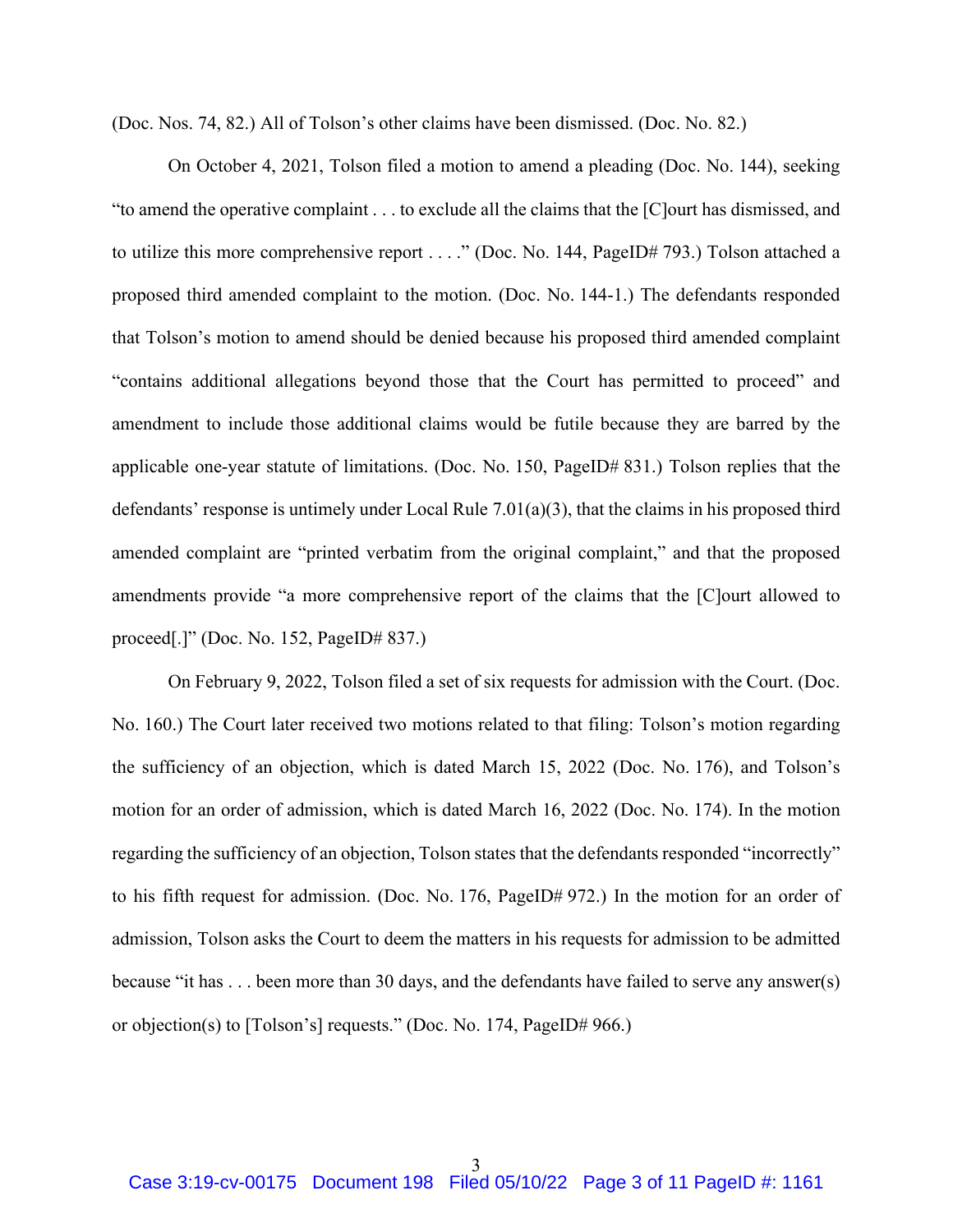(Doc. Nos. 74, 82.) All of Tolson's other claims have been dismissed. (Doc. No. 82.)

On October 4, 2021, Tolson filed a motion to amend a pleading (Doc. No. 144), seeking "to amend the operative complaint . . . to exclude all the claims that the [C]ourt has dismissed, and to utilize this more comprehensive report . . . ." (Doc. No. 144, PageID# 793.) Tolson attached a proposed third amended complaint to the motion. (Doc. No. 144-1.) The defendants responded that Tolson's motion to amend should be denied because his proposed third amended complaint "contains additional allegations beyond those that the Court has permitted to proceed" and amendment to include those additional claims would be futile because they are barred by the applicable one-year statute of limitations. (Doc. No. 150, PageID# 831.) Tolson replies that the defendants' response is untimely under Local Rule 7.01(a)(3), that the claims in his proposed third amended complaint are "printed verbatim from the original complaint," and that the proposed amendments provide "a more comprehensive report of the claims that the [C]ourt allowed to proceed[.]" (Doc. No. 152, PageID# 837.)

On February 9, 2022, Tolson filed a set of six requests for admission with the Court. (Doc. No. 160.) The Court later received two motions related to that filing: Tolson's motion regarding the sufficiency of an objection, which is dated March 15, 2022 (Doc. No. 176), and Tolson's motion for an order of admission, which is dated March 16, 2022 (Doc. No. 174). In the motion regarding the sufficiency of an objection, Tolson states that the defendants responded "incorrectly" to his fifth request for admission. (Doc. No. 176, PageID# 972.) In the motion for an order of admission, Tolson asks the Court to deem the matters in his requests for admission to be admitted because "it has . . . been more than 30 days, and the defendants have failed to serve any answer(s) or objection(s) to [Tolson's] requests." (Doc. No. 174, PageID# 966.)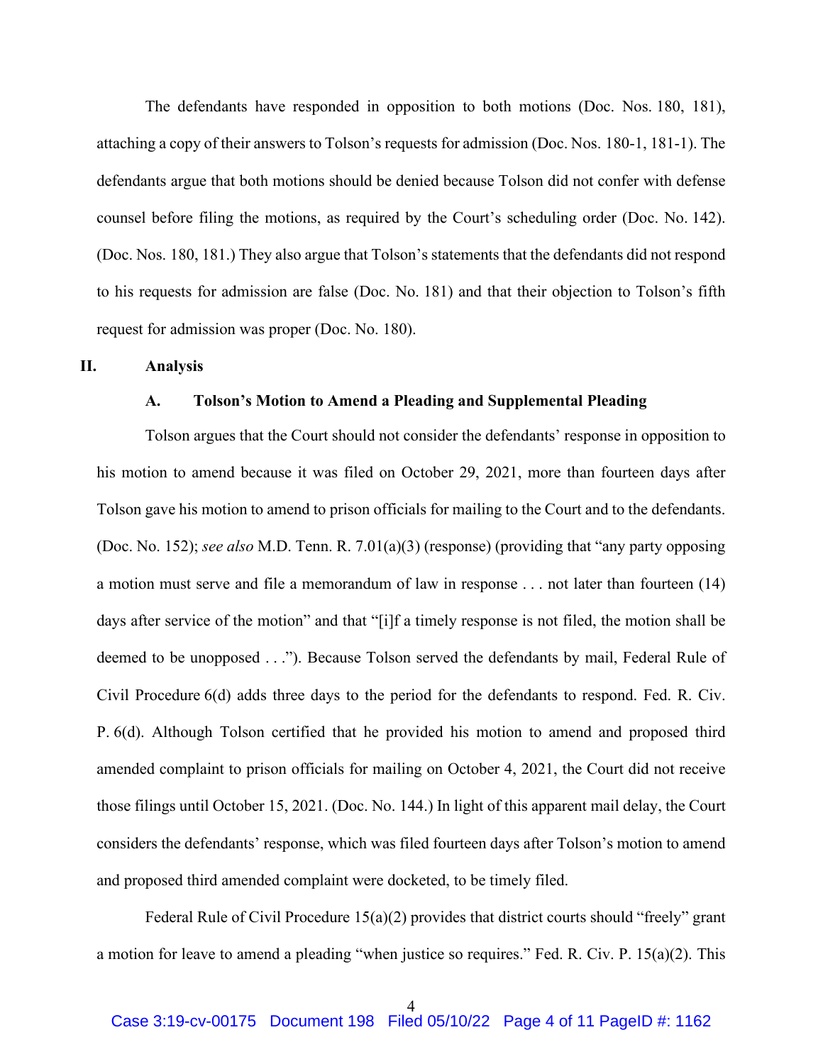The defendants have responded in opposition to both motions (Doc. Nos. 180, 181), attaching a copy of their answers to Tolson's requests for admission (Doc. Nos. 180-1, 181-1). The defendants argue that both motions should be denied because Tolson did not confer with defense counsel before filing the motions, as required by the Court's scheduling order (Doc. No. 142). (Doc. Nos. 180, 181.) They also argue that Tolson's statements that the defendants did not respond to his requests for admission are false (Doc. No. 181) and that their objection to Tolson's fifth request for admission was proper (Doc. No. 180).

## II. Analysis

### A. Tolson's Motion to Amend a Pleading and Supplemental Pleading

Tolson argues that the Court should not consider the defendants' response in opposition to his motion to amend because it was filed on October 29, 2021, more than fourteen days after Tolson gave his motion to amend to prison officials for mailing to the Court and to the defendants. (Doc. No. 152); *see also* M.D. Tenn. R. 7.01(a)(3) (response) (providing that "any party opposing a motion must serve and file a memorandum of law in response . . . not later than fourteen (14) days after service of the motion" and that "[i]f a timely response is not filed, the motion shall be deemed to be unopposed . . ."). Because Tolson served the defendants by mail, Federal Rule of Civil Procedure 6(d) adds three days to the period for the defendants to respond. Fed. R. Civ. P. 6(d). Although Tolson certified that he provided his motion to amend and proposed third amended complaint to prison officials for mailing on October 4, 2021, the Court did not receive those filings until October 15, 2021. (Doc. No. 144.) In light of this apparent mail delay, the Court considers the defendants' response, which was filed fourteen days after Tolson's motion to amend and proposed third amended complaint were docketed, to be timely filed.

Federal Rule of Civil Procedure 15(a)(2) provides that district courts should "freely" grant a motion for leave to amend a pleading "when justice so requires." Fed. R. Civ. P. 15(a)(2). This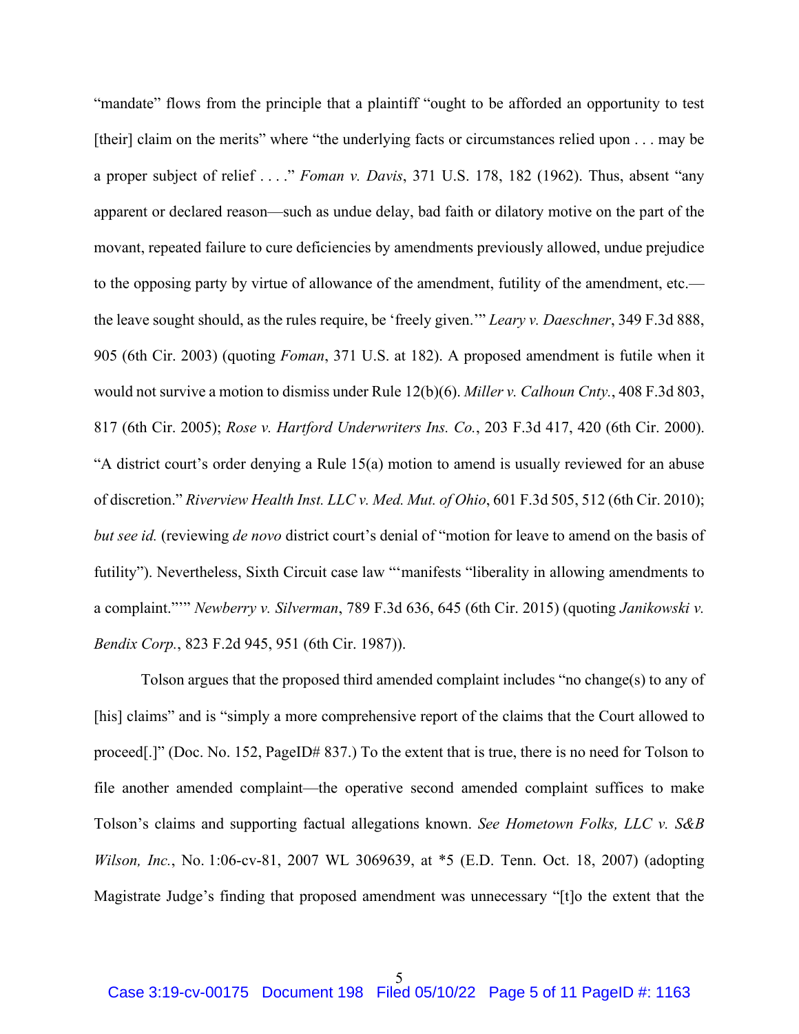"mandate" flows from the principle that a plaintiff "ought to be afforded an opportunity to test [their] claim on the merits" where "the underlying facts or circumstances relied upon . . . may be a proper subject of relief . . . ." *Foman v. Davis*, 371 U.S. 178, 182 (1962). Thus, absent "any apparent or declared reason—such as undue delay, bad faith or dilatory motive on the part of the movant, repeated failure to cure deficiencies by amendments previously allowed, undue prejudice to the opposing party by virtue of allowance of the amendment, futility of the amendment, etc.—the leave sought should, as the rules require, be 'freely given.'" *Leary v. Daeschner*, 349 F.3d 888, 905 (6th Cir. 2003) (quoting *Foman*, 371 U.S. at 182). A proposed amendment is futile when it would not survive a motion to dismiss under Rule 12(b)(6). *Miller v. Calhoun Cnty.*, 408 F.3d 803, 817 (6th Cir. 2005); *Rose v. Hartford Underwriters Ins. Co.*, 203 F.3d 417, 420 (6th Cir. 2000). "A district court's order denying a Rule 15(a) motion to amend is usually reviewed for an abuse of discretion." *Riverview Health Inst. LLC v. Med. Mut. of Ohio*, 601 F.3d 505, 512 (6th Cir. 2010); *but see id.* (reviewing *de novo* district court's denial of "motion for leave to amend on the basis of futility"). Nevertheless, Sixth Circuit case law "'manifests "liberality in allowing amendments to a complaint."'" *Newberry v. Silverman*, 789 F.3d 636, 645 (6th Cir. 2015) (quoting *Janikowski v. Bendix Corp.*, 823 F.2d 945, 951 (6th Cir. 1987)).

Tolson argues that the proposed third amended complaint includes "no change(s) to any of [his] claims" and is "simply a more comprehensive report of the claims that the Court allowed to proceed[.]" (Doc. No. 152, PageID# 837.) To the extent that is true, there is no need for Tolson to file another amended complaint—the operative second amended complaint suffices to make Tolson's claims and supporting factual allegations known. *See Hometown Folks, LLC v. S&B Wilson, Inc.*, No. 1:06-cv-81, 2007 WL 3069639, at *5 (E.D. Tenn. Oct. 18, 2007) (adopting Magistrate Judge's finding that proposed amendment was unnecessary "[t]o the extent that the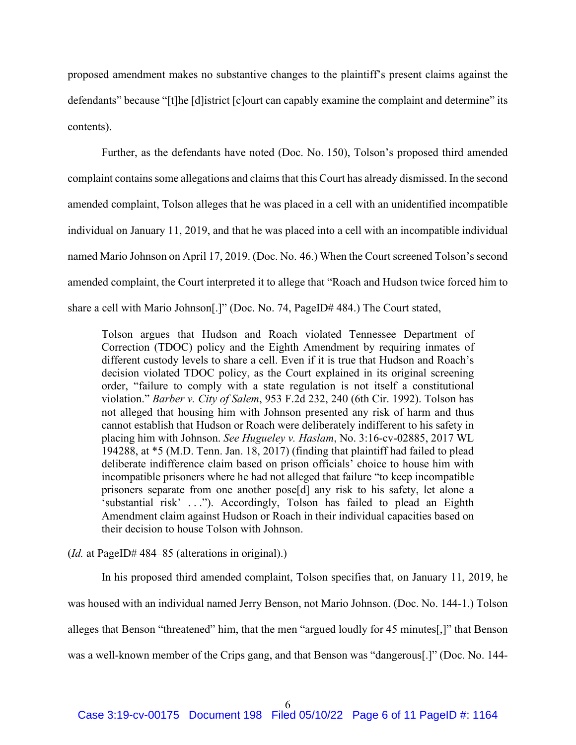proposed amendment makes no substantive changes to the plaintiff's present claims against the defendants" because "[t]he [d]istrict [c]ourt can capably examine the complaint and determine" its contents).

Further, as the defendants have noted (Doc. No. 150), Tolson's proposed third amended complaint contains some allegations and claims that this Court has already dismissed. In the second amended complaint, Tolson alleges that he was placed in a cell with an unidentified incompatible individual on January 11, 2019, and that he was placed into a cell with an incompatible individual named Mario Johnson on April 17, 2019. (Doc. No. 46.) When the Court screened Tolson's second amended complaint, the Court interpreted it to allege that "Roach and Hudson twice forced him to share a cell with Mario Johnson[.]" (Doc. No. 74, PageID# 484.) The Court stated,

> Tolson argues that Hudson and Roach violated Tennessee Department of Correction (TDOC) policy and the Eighth Amendment by requiring inmates of different custody levels to share a cell. Even if it is true that Hudson and Roach's decision violated TDOC policy, as the Court explained in its original screening order, "failure to comply with a state regulation is not itself a constitutional violation." *Barber v. City of Salem*, 953 F.2d 232, 240 (6th Cir. 1992). Tolson has not alleged that housing him with Johnson presented any risk of harm and thus cannot establish that Hudson or Roach were deliberately indifferent to his safety in placing him with Johnson. *See Hugueley v. Haslam*, No. 3:16-cv-02885, 2017 WL 194288, at *5 (M.D. Tenn. Jan. 18, 2017) (finding that plaintiff had failed to plead deliberate indifference claim based on prison officials' choice to house him with incompatible prisoners where he had not alleged that failure "to keep incompatible prisoners separate from one another pose[d] any risk to his safety, let alone a 'substantial risk' . . ."). Accordingly, Tolson has failed to plead an Eighth Amendment claim against Hudson or Roach in their individual capacities based on their decision to house Tolson with Johnson.

(*Id.* at PageID# 484–85 (alterations in original).)

In his proposed third amended complaint, Tolson specifies that, on January 11, 2019, he was housed with an individual named Jerry Benson, not Mario Johnson. (Doc. No. 144-1.) Tolson alleges that Benson "threatened" him, that the men "argued loudly for 45 minutes[,]" that Benson was a well-known member of the Crips gang, and that Benson was "dangerous[.]" (Doc. No. 144-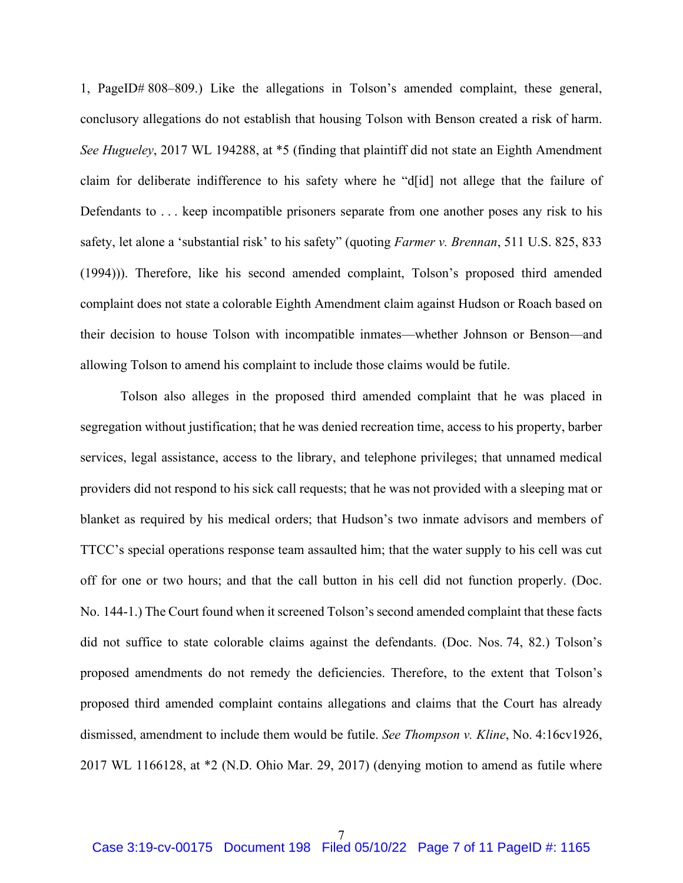1, PageID# 808–809.) Like the allegations in Tolson's amended complaint, these general, conclusory allegations do not establish that housing Tolson with Benson created a risk of harm. *See Hugueley*, 2017 WL 194288, at *5 (finding that plaintiff did not state an Eighth Amendment claim for deliberate indifference to his safety where he "d[id] not allege that the failure of Defendants to . . . keep incompatible prisoners separate from one another poses any risk to his safety, let alone a 'substantial risk' to his safety" (quoting *Farmer v. Brennan*, 511 U.S. 825, 833 (1994))). Therefore, like his second amended complaint, Tolson's proposed third amended complaint does not state a colorable Eighth Amendment claim against Hudson or Roach based on their decision to house Tolson with incompatible inmates—whether Johnson or Benson—and allowing Tolson to amend his complaint to include those claims would be futile.

Tolson also alleges in the proposed third amended complaint that he was placed in segregation without justification; that he was denied recreation time, access to his property, barber services, legal assistance, access to the library, and telephone privileges; that unnamed medical providers did not respond to his sick call requests; that he was not provided with a sleeping mat or blanket as required by his medical orders; that Hudson's two inmate advisors and members of TTCC's special operations response team assaulted him; that the water supply to his cell was cut off for one or two hours; and that the call button in his cell did not function properly. (Doc. No. 144-1.) The Court found when it screened Tolson's second amended complaint that these facts did not suffice to state colorable claims against the defendants. (Doc. Nos. 74, 82.) Tolson's proposed amendments do not remedy the deficiencies. Therefore, to the extent that Tolson's proposed third amended complaint contains allegations and claims that the Court has already dismissed, amendment to include them would be futile. *See Thompson v. Kline*, No. 4:16cv1926, 2017 WL 1166128, at *2 (N.D. Ohio Mar. 29, 2017) (denying motion to amend as futile where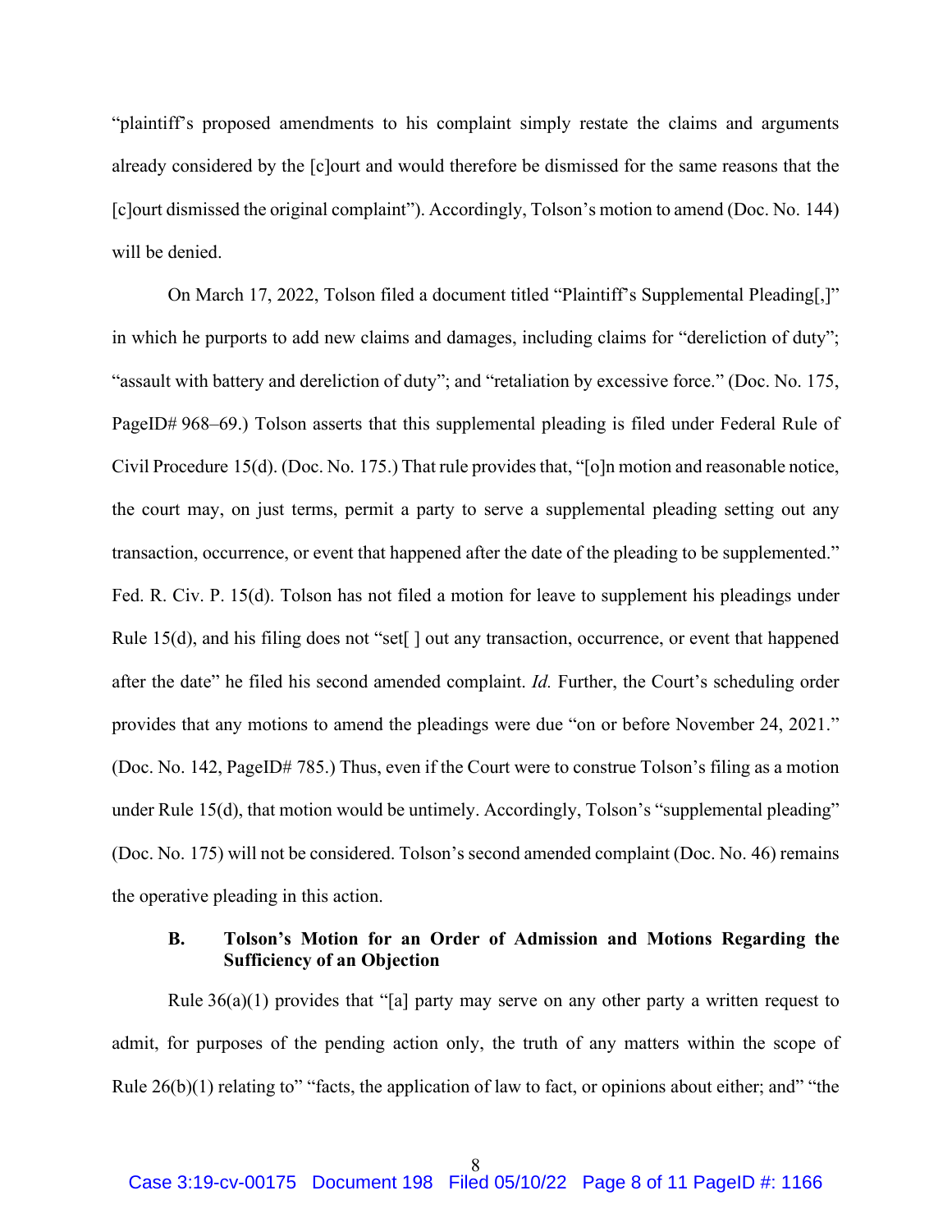"plaintiff's proposed amendments to his complaint simply restate the claims and arguments already considered by the [c]ourt and would therefore be dismissed for the same reasons that the [c]ourt dismissed the original complaint"). Accordingly, Tolson's motion to amend (Doc. No. 144) will be denied.

On March 17, 2022, Tolson filed a document titled "Plaintiff's Supplemental Pleading[,]" in which he purports to add new claims and damages, including claims for "dereliction of duty"; "assault with battery and dereliction of duty"; and "retaliation by excessive force." (Doc. No. 175, PageID# 968–69.) Tolson asserts that this supplemental pleading is filed under Federal Rule of Civil Procedure 15(d). (Doc. No. 175.) That rule provides that, "[o]n motion and reasonable notice, the court may, on just terms, permit a party to serve a supplemental pleading setting out any transaction, occurrence, or event that happened after the date of the pleading to be supplemented." Fed. R. Civ. P. 15(d). Tolson has not filed a motion for leave to supplement his pleadings under Rule 15(d), and his filing does not "set[ ] out any transaction, occurrence, or event that happened after the date" he filed his second amended complaint. *Id.* Further, the Court's scheduling order provides that any motions to amend the pleadings were due "on or before November 24, 2021." (Doc. No. 142, PageID# 785.) Thus, even if the Court were to construe Tolson's filing as a motion under Rule 15(d), that motion would be untimely. Accordingly, Tolson's "supplemental pleading" (Doc. No. 175) will not be considered. Tolson's second amended complaint (Doc. No. 46) remains the operative pleading in this action.

### B. Tolson's Motion for an Order of Admission and Motions Regarding the Sufficiency of an Objection

Rule 36(a)(1) provides that "[a] party may serve on any other party a written request to admit, for purposes of the pending action only, the truth of any matters within the scope of Rule 26(b)(1) relating to" "facts, the application of law to fact, or opinions about either; and" "the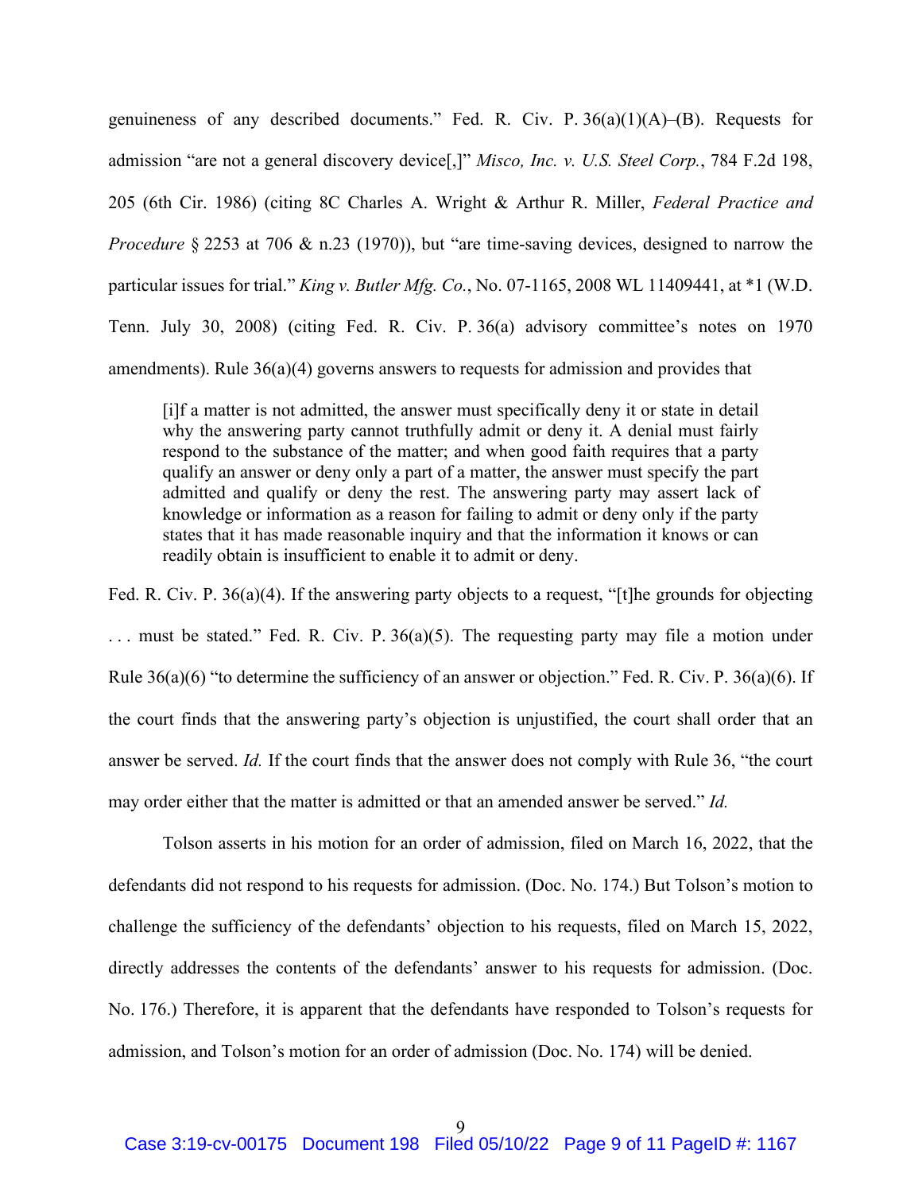genuineness of any described documents." Fed. R. Civ. P. 36(a)(1)(A)–(B). Requests for admission "are not a general discovery device[,]" *Misco, Inc. v. U.S. Steel Corp.*, 784 F.2d 198, 205 (6th Cir. 1986) (citing 8C Charles A. Wright & Arthur R. Miller, *Federal Practice and Procedure* § 2253 at 706 & n.23 (1970)), but "are time-saving devices, designed to narrow the particular issues for trial." *King v. Butler Mfg. Co.*, No. 07-1165, 2008 WL 11409441, at *1 (W.D. Tenn. July 30, 2008) (citing Fed. R. Civ. P. 36(a) advisory committee's notes on 1970 amendments). Rule 36(a)(4) governs answers to requests for admission and provides that

> [i]f a matter is not admitted, the answer must specifically deny it or state in detail why the answering party cannot truthfully admit or deny it. A denial must fairly respond to the substance of the matter; and when good faith requires that a party qualify an answer or deny only a part of a matter, the answer must specify the part admitted and qualify or deny the rest. The answering party may assert lack of knowledge or information as a reason for failing to admit or deny only if the party states that it has made reasonable inquiry and that the information it knows or can readily obtain is insufficient to enable it to admit or deny.

Fed. R. Civ. P. 36(a)(4). If the answering party objects to a request, "[t]he grounds for objecting . . . must be stated." Fed. R. Civ. P. 36(a)(5). The requesting party may file a motion under Rule 36(a)(6) "to determine the sufficiency of an answer or objection." Fed. R. Civ. P. 36(a)(6). If the court finds that the answering party's objection is unjustified, the court shall order that an answer be served. *Id.* If the court finds that the answer does not comply with Rule 36, "the court may order either that the matter is admitted or that an amended answer be served." *Id.*

Tolson asserts in his motion for an order of admission, filed on March 16, 2022, that the defendants did not respond to his requests for admission. (Doc. No. 174.) But Tolson's motion to challenge the sufficiency of the defendants' objection to his requests, filed on March 15, 2022, directly addresses the contents of the defendants' answer to his requests for admission. (Doc. No. 176.) Therefore, it is apparent that the defendants have responded to Tolson's requests for admission, and Tolson's motion for an order of admission (Doc. No. 174) will be denied.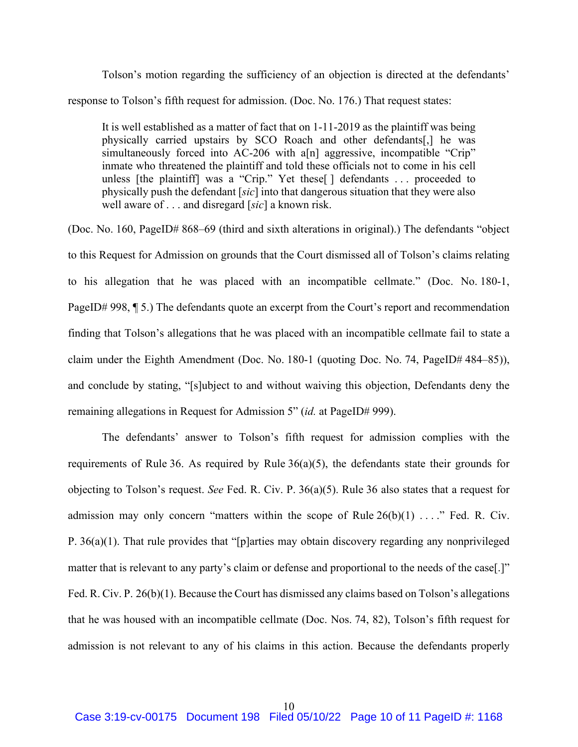Tolson's motion regarding the sufficiency of an objection is directed at the defendants' response to Tolson's fifth request for admission. (Doc. No. 176.) That request states:

> It is well established as a matter of fact that on 1-11-2019 as the plaintiff was being physically carried upstairs by SCO Roach and other defendants[,] he was simultaneously forced into AC-206 with a[n] aggressive, incompatible "Crip" inmate who threatened the plaintiff and told these officials not to come in his cell unless [the plaintiff] was a "Crip." Yet these[ ] defendants . . . proceeded to physically push the defendant [*sic*] into that dangerous situation that they were also well aware of . . . and disregard [*sic*] a known risk.

(Doc. No. 160, PageID# 868–69 (third and sixth alterations in original).) The defendants "object to this Request for Admission on grounds that the Court dismissed all of Tolson's claims relating to his allegation that he was placed with an incompatible cellmate." (Doc. No. 180-1, PageID# 998, ¶ 5.) The defendants quote an excerpt from the Court's report and recommendation finding that Tolson's allegations that he was placed with an incompatible cellmate fail to state a claim under the Eighth Amendment (Doc. No. 180-1 (quoting Doc. No. 74, PageID# 484–85)), and conclude by stating, "[s]ubject to and without waiving this objection, Defendants deny the remaining allegations in Request for Admission 5" (*id.* at PageID# 999).

The defendants' answer to Tolson's fifth request for admission complies with the requirements of Rule 36. As required by Rule 36(a)(5), the defendants state their grounds for objecting to Tolson's request. *See* Fed. R. Civ. P. 36(a)(5). Rule 36 also states that a request for admission may only concern "matters within the scope of Rule 26(b)(1) . . . ." Fed. R. Civ. P. 36(a)(1). That rule provides that "[p]arties may obtain discovery regarding any nonprivileged matter that is relevant to any party's claim or defense and proportional to the needs of the case[.]" Fed. R. Civ. P. 26(b)(1). Because the Court has dismissed any claims based on Tolson's allegations that he was housed with an incompatible cellmate (Doc. Nos. 74, 82), Tolson's fifth request for admission is not relevant to any of his claims in this action. Because the defendants properly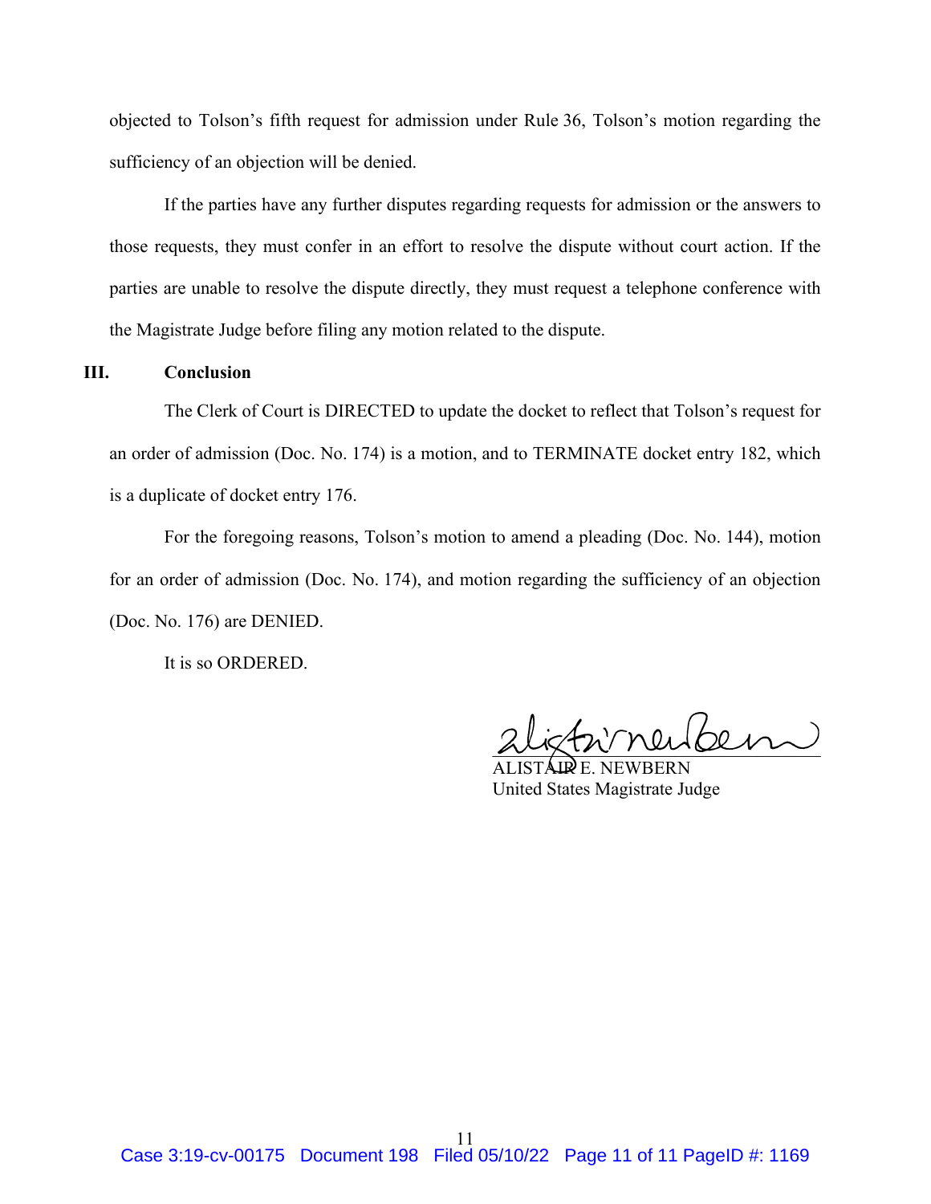objected to Tolson's fifth request for admission under Rule 36, Tolson's motion regarding the sufficiency of an objection will be denied.

If the parties have any further disputes regarding requests for admission or the answers to those requests, they must confer in an effort to resolve the dispute without court action. If the parties are unable to resolve the dispute directly, they must request a telephone conference with the Magistrate Judge before filing any motion related to the dispute.

## III. Conclusion

The Clerk of Court is DIRECTED to update the docket to reflect that Tolson's request for an order of admission (Doc. No. 174) is a motion, and to TERMINATE docket entry 182, which is a duplicate of docket entry 176.

For the foregoing reasons, Tolson's motion to amend a pleading (Doc. No. 144), motion for an order of admission (Doc. No. 174), and motion regarding the sufficiency of an objection (Doc. No. 176) are DENIED.

It is so ORDERED.

ALISTAIR E. NEWBERN
United States Magistrate Judge